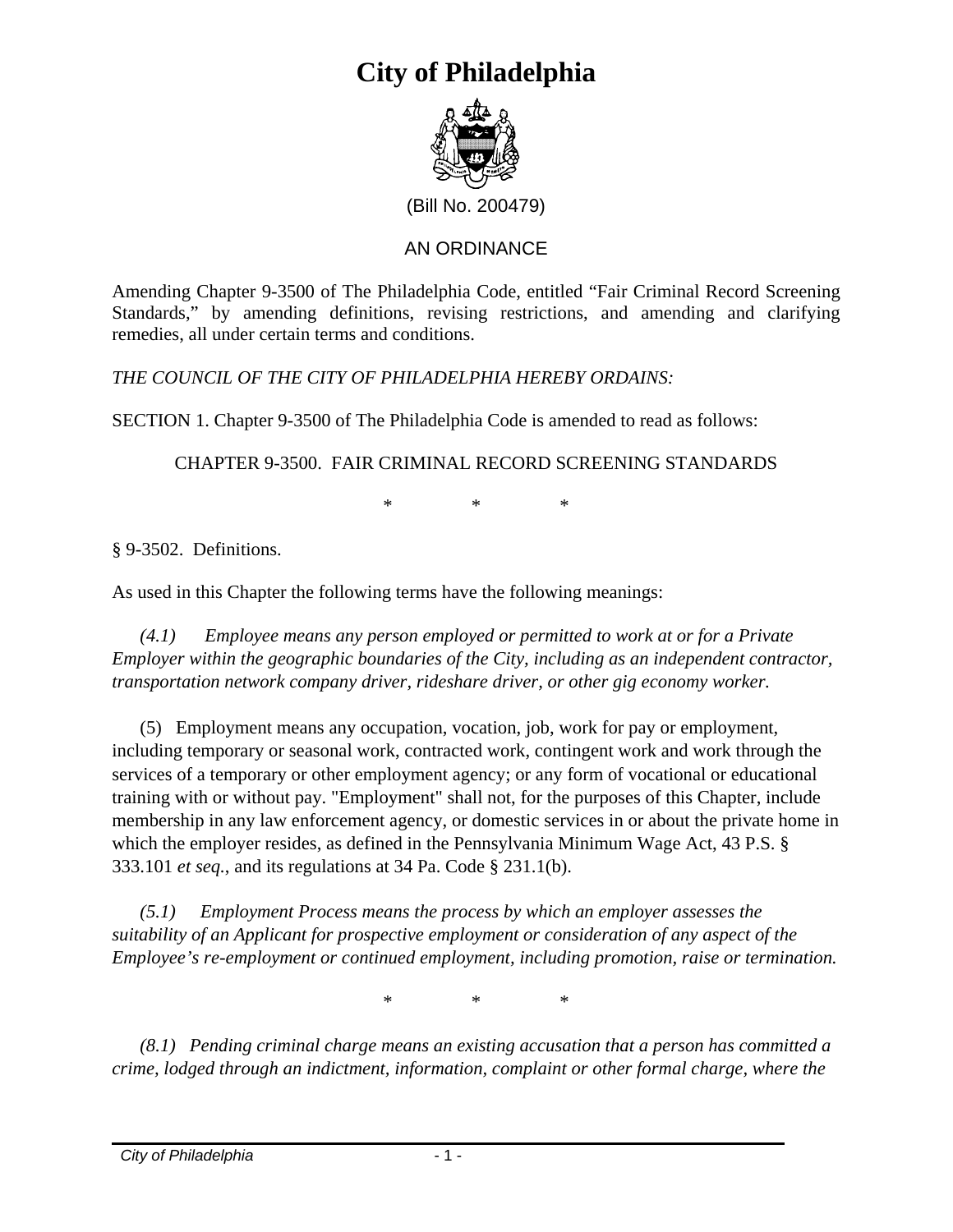# City of Philadelphia

(Bill No. 200479)

AN ORDINANCE

Amending Chapter 9-3500 of The Philadelphia Code, entitled "Fair Criminal Record Screening Standards," by amending definitions, revising restrictions, and amending and clarifying remedies, all under certain terms and conditions.

*THE COUNCIL OF THE CITY OF PHILADELPHIA HEREBY ORDAINS:*

SECTION 1. Chapter 9-3500 of The Philadelphia Code is amended to read as follows:

CHAPTER 9-3500. FAIR CRIMINAL RECORD SCREENING STANDARDS

\* \* \*

§ 9-3502. Definitions.

As used in this Chapter the following terms have the following meanings:

*(4.1) Employee means any person employed or permitted to work at or for a Private Employer within the geographic boundaries of the City, including as an independent contractor, transportation network company driver, rideshare driver, or other gig economy worker.*

(5) Employment means any occupation, vocation, job, work for pay or employment, including temporary or seasonal work, contracted work, contingent work and work through the services of a temporary or other employment agency; or any form of vocational or educational training with or without pay. "Employment" shall not, for the purposes of this Chapter, include membership in any law enforcement agency, or domestic services in or about the private home in which the employer resides, as defined in the Pennsylvania Minimum Wage Act, 43 P.S. § 333.101 *et seq.*, and its regulations at 34 Pa. Code § 231.1(b).

*(5.1) Employment Process means the process by which an employer assesses the suitability of an Applicant for prospective employment or consideration of any aspect of the Employee's re-employment or continued employment, including promotion, raise or termination.*

\* \* \*

*(8.1) Pending criminal charge means an existing accusation that a person has committed a crime, lodged through an indictment, information, complaint or other formal charge, where the*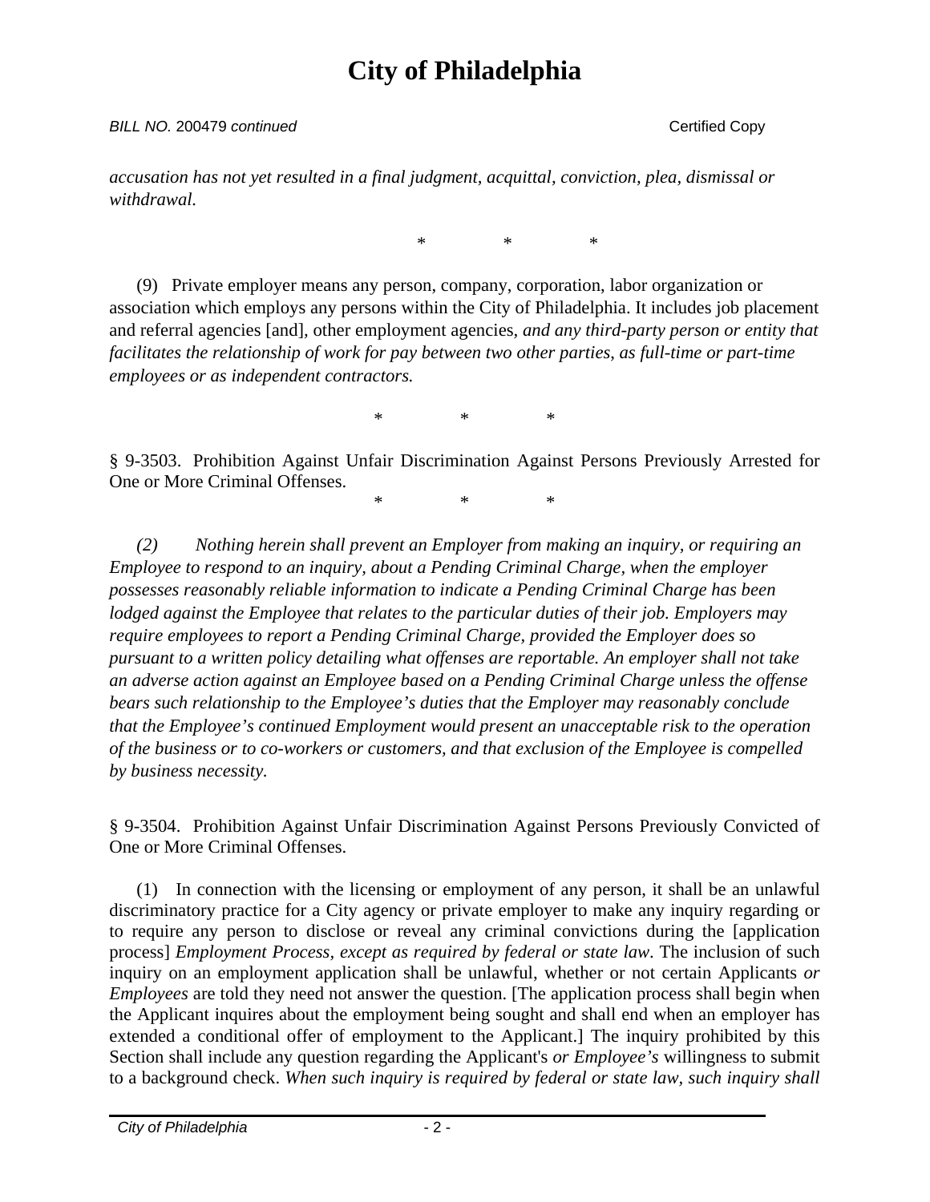*accusation has not yet resulted in a final judgment, acquittal, conviction, plea, dismissal or withdrawal.*

\*　　　\*　　　\*

(9) Private employer means any person, company, corporation, labor organization or association which employs any persons within the City of Philadelphia. It includes job placement and referral agencies [and], other employment agencies, *and any third-party person or entity that facilitates the relationship of work for pay between two other parties, as full-time or part-time employees or as independent contractors.*

\*　　　\*　　　\*

§ 9-3503. Prohibition Against Unfair Discrimination Against Persons Previously Arrested for One or More Criminal Offenses.

\*　　　\*　　　\*

*(2) Nothing herein shall prevent an Employer from making an inquiry, or requiring an Employee to respond to an inquiry, about a Pending Criminal Charge, when the employer possesses reasonably reliable information to indicate a Pending Criminal Charge has been lodged against the Employee that relates to the particular duties of their job. Employers may require employees to report a Pending Criminal Charge, provided the Employer does so pursuant to a written policy detailing what offenses are reportable. An employer shall not take an adverse action against an Employee based on a Pending Criminal Charge unless the offense bears such relationship to the Employee's duties that the Employer may reasonably conclude that the Employee's continued Employment would present an unacceptable risk to the operation of the business or to co-workers or customers, and that exclusion of the Employee is compelled by business necessity.*

§ 9-3504. Prohibition Against Unfair Discrimination Against Persons Previously Convicted of One or More Criminal Offenses.

(1) In connection with the licensing or employment of any person, it shall be an unlawful discriminatory practice for a City agency or private employer to make any inquiry regarding or to require any person to disclose or reveal any criminal convictions during the [application process] *Employment Process, except as required by federal or state law*. The inclusion of such inquiry on an employment application shall be unlawful, whether or not certain Applicants *or Employees* are told they need not answer the question. [The application process shall begin when the Applicant inquires about the employment being sought and shall end when an employer has extended a conditional offer of employment to the Applicant.] The inquiry prohibited by this Section shall include any question regarding the Applicant's *or Employee's* willingness to submit to a background check. *When such inquiry is required by federal or state law, such inquiry shall*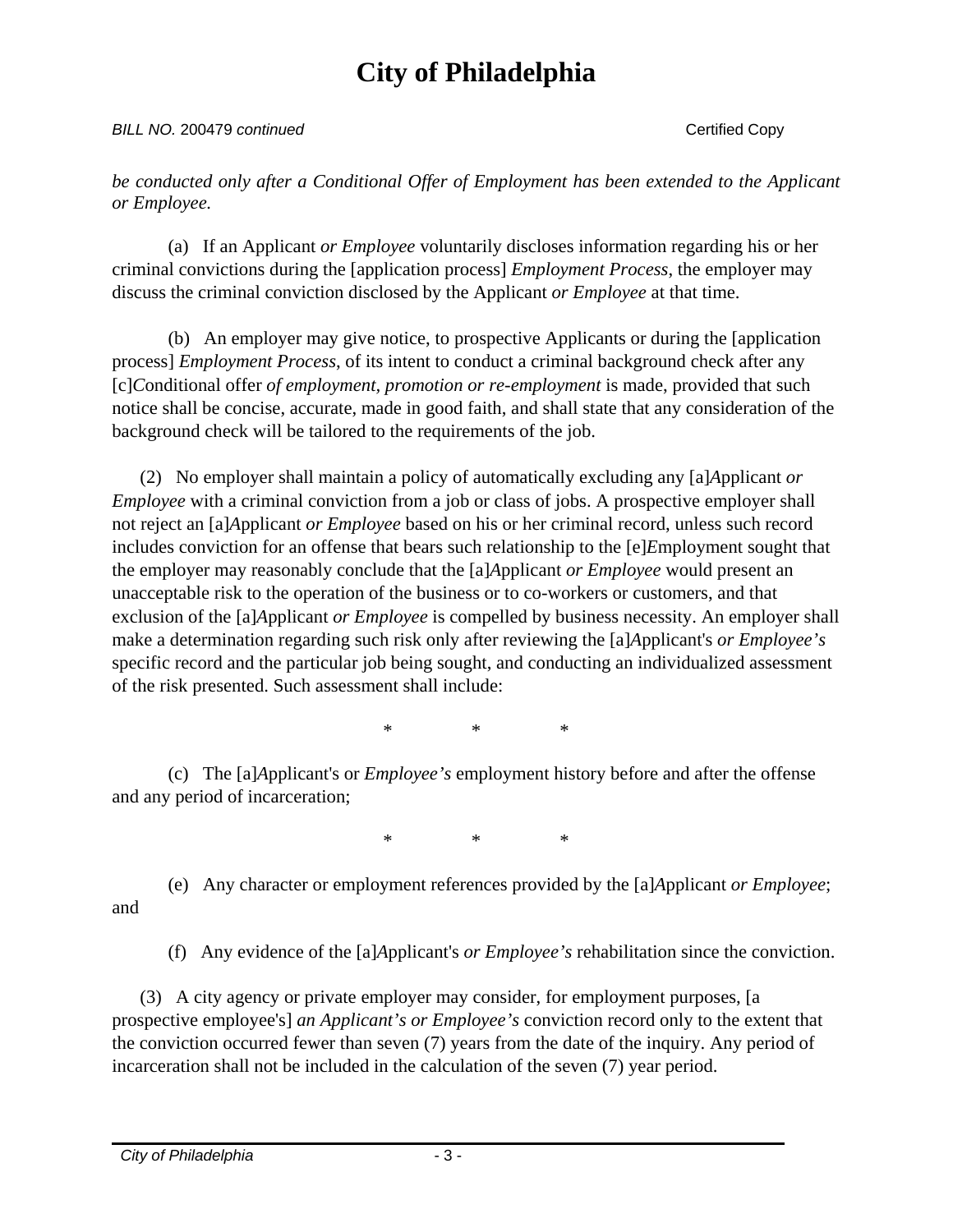*be conducted only after a Conditional Offer of Employment has been extended to the Applicant or Employee.*

(a) If an Applicant *or Employee* voluntarily discloses information regarding his or her criminal convictions during the [application process] *Employment Process*, the employer may discuss the criminal conviction disclosed by the Applicant *or Employee* at that time.

(b) An employer may give notice, to prospective Applicants or during the [application process] *Employment Process*, of its intent to conduct a criminal background check after any [c]*C*onditional offer *of employment, promotion or re-employment* is made, provided that such notice shall be concise, accurate, made in good faith, and shall state that any consideration of the background check will be tailored to the requirements of the job.

(2) No employer shall maintain a policy of automatically excluding any [a]*A*pplicant *or Employee* with a criminal conviction from a job or class of jobs. A prospective employer shall not reject an [a]*A*pplicant *or Employee* based on his or her criminal record, unless such record includes conviction for an offense that bears such relationship to the [e]*E*mployment sought that the employer may reasonably conclude that the [a]*A*pplicant *or Employee* would present an unacceptable risk to the operation of the business or to co-workers or customers, and that exclusion of the [a]*A*pplicant *or Employee* is compelled by business necessity. An employer shall make a determination regarding such risk only after reviewing the [a]*A*pplicant's *or Employee's* specific record and the particular job being sought, and conducting an individualized assessment of the risk presented. Such assessment shall include:

\* \* \*

(c) The [a]*A*pplicant's or *Employee's* employment history before and after the offense and any period of incarceration;

\* \* \*

(e) Any character or employment references provided by the [a]*A*pplicant *or Employee*; and

(f) Any evidence of the [a]*A*pplicant's *or Employee's* rehabilitation since the conviction.

(3) A city agency or private employer may consider, for employment purposes, [a prospective employee's] *an Applicant's or Employee's* conviction record only to the extent that the conviction occurred fewer than seven (7) years from the date of the inquiry. Any period of incarceration shall not be included in the calculation of the seven (7) year period.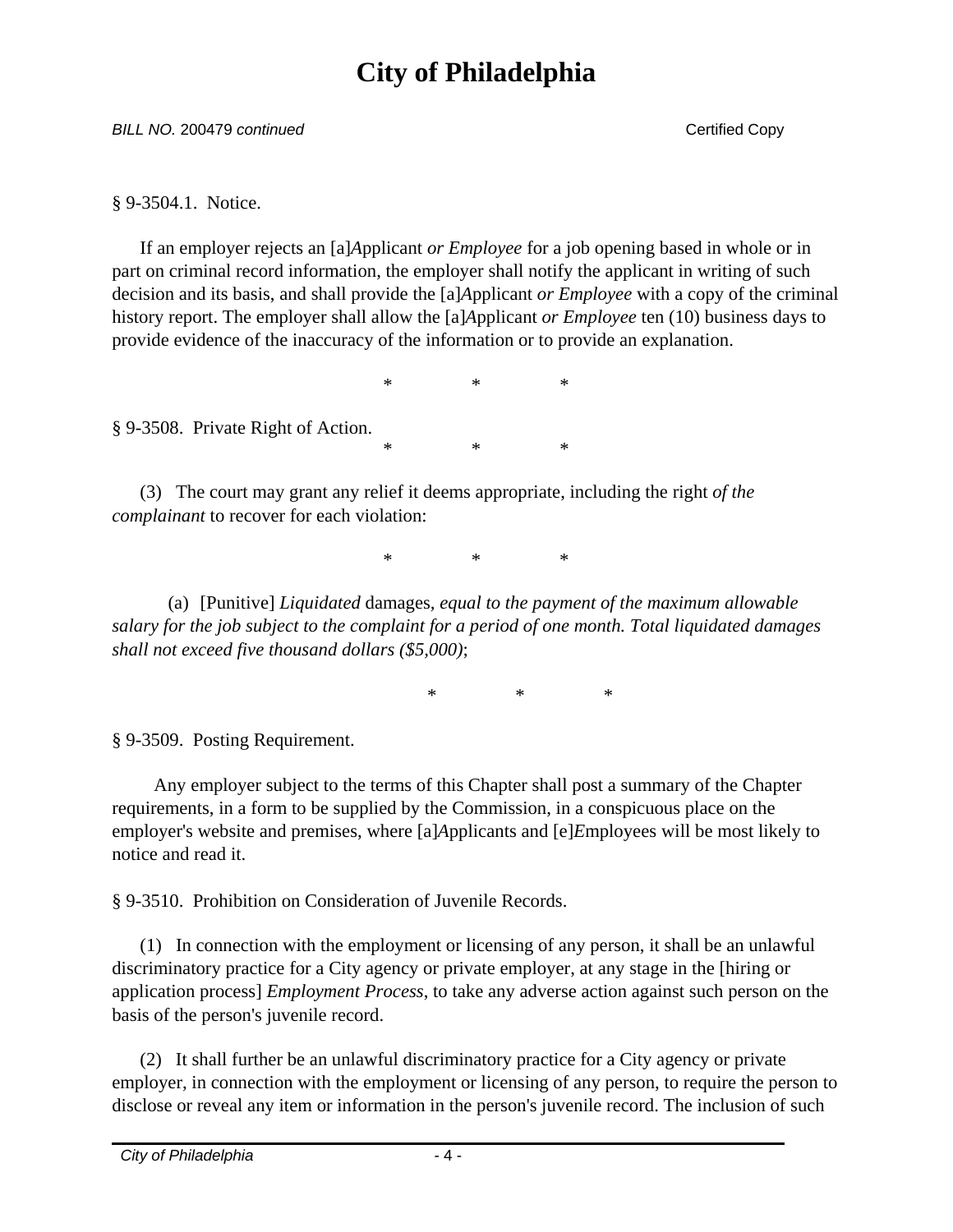§ 9-3504.1. Notice.

If an employer rejects an [a]*A*pplicant *or Employee* for a job opening based in whole or in part on criminal record information, the employer shall notify the applicant in writing of such decision and its basis, and shall provide the [a]*A*pplicant *or Employee* with a copy of the criminal history report. The employer shall allow the [a]*A*pplicant *or Employee* ten (10) business days to provide evidence of the inaccuracy of the information or to provide an explanation.

\*        \*        \*

§ 9-3508. Private Right of Action.

\*        \*        \*

(3) The court may grant any relief it deems appropriate, including the right *of the complainant* to recover for each violation:

\*        \*        \*

(a) [Punitive] *Liquidated* damages*, equal to the payment of the maximum allowable salary for the job subject to the complaint for a period of one month. Total liquidated damages shall not exceed five thousand dollars ($5,000)*;

\*        \*        \*

§ 9-3509. Posting Requirement.

Any employer subject to the terms of this Chapter shall post a summary of the Chapter requirements, in a form to be supplied by the Commission, in a conspicuous place on the employer's website and premises, where [a]*A*pplicants and [e]*E*mployees will be most likely to notice and read it.

§ 9-3510. Prohibition on Consideration of Juvenile Records.

(1) In connection with the employment or licensing of any person, it shall be an unlawful discriminatory practice for a City agency or private employer, at any stage in the [hiring or application process] *Employment Process*, to take any adverse action against such person on the basis of the person's juvenile record.

(2) It shall further be an unlawful discriminatory practice for a City agency or private employer, in connection with the employment or licensing of any person, to require the person to disclose or reveal any item or information in the person's juvenile record. The inclusion of such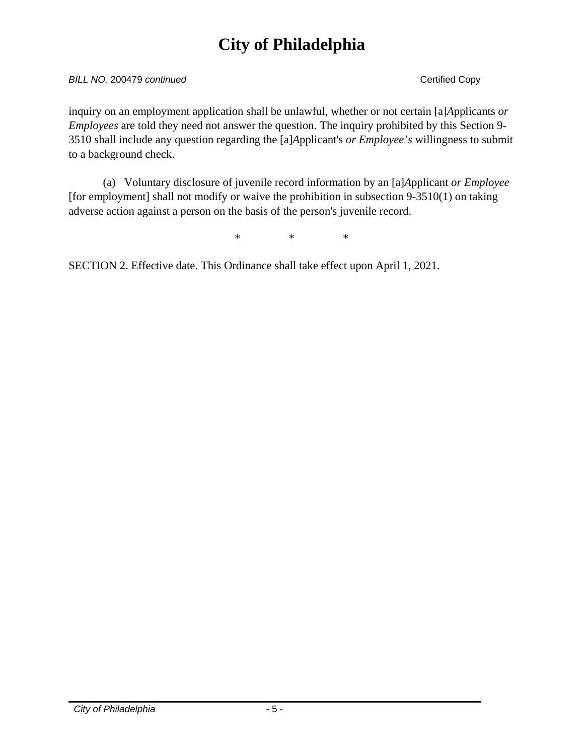inquiry on an employment application shall be unlawful, whether or not certain [a]*A*pplicants *or Employees* are told they need not answer the question. The inquiry prohibited by this Section 9-3510 shall include any question regarding the [a]*A*pplicant's *or Employee's* willingness to submit to a background check.

(a) Voluntary disclosure of juvenile record information by an [a]*A*pplicant *or Employee* [for employment] shall not modify or waive the prohibition in subsection 9-3510(1) on taking adverse action against a person on the basis of the person's juvenile record.

\* \* \*

SECTION 2. Effective date. This Ordinance shall take effect upon April 1, 2021.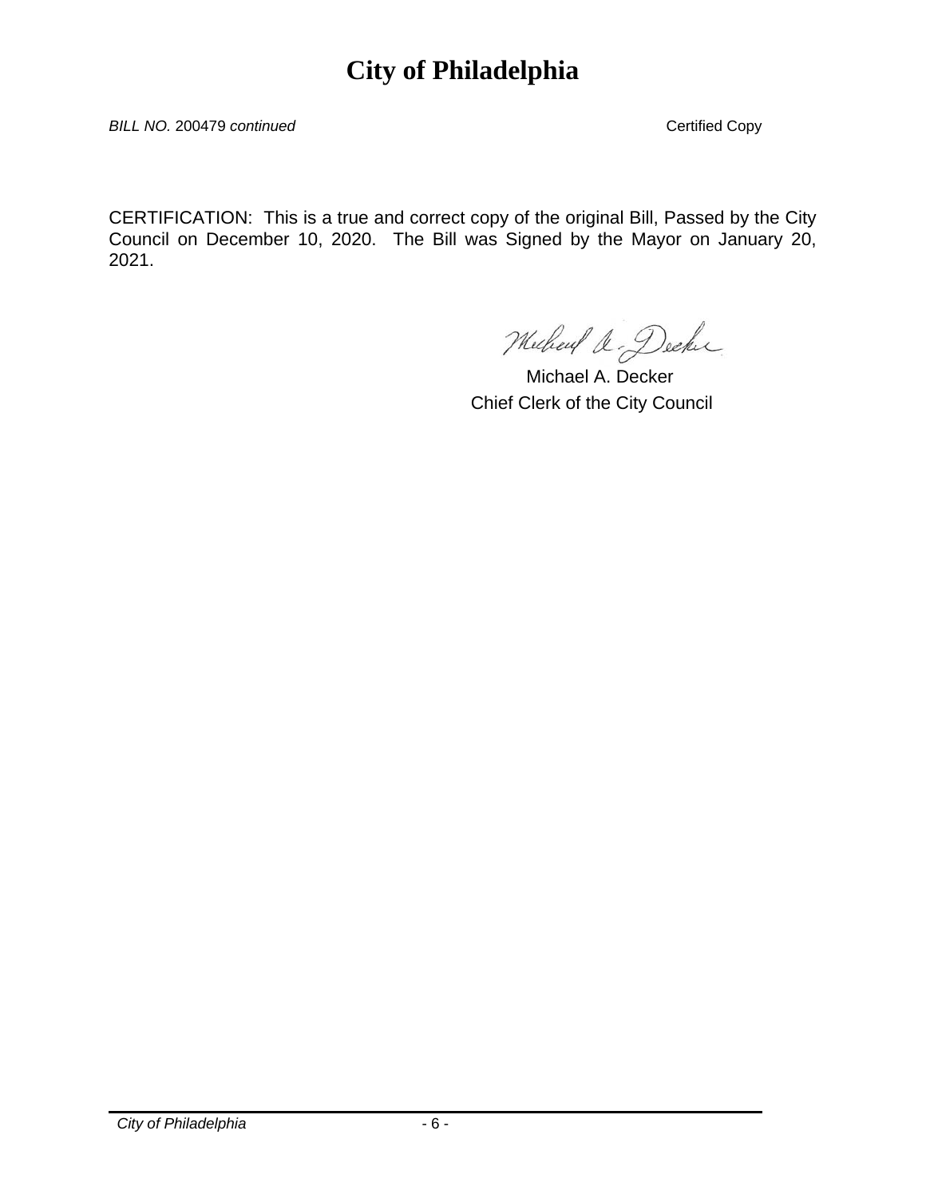CERTIFICATION: This is a true and correct copy of the original Bill, Passed by the City Council on December 10, 2020. The Bill was Signed by the Mayor on January 20, 2021.

Michael A. Decker
Chief Clerk of the City Council